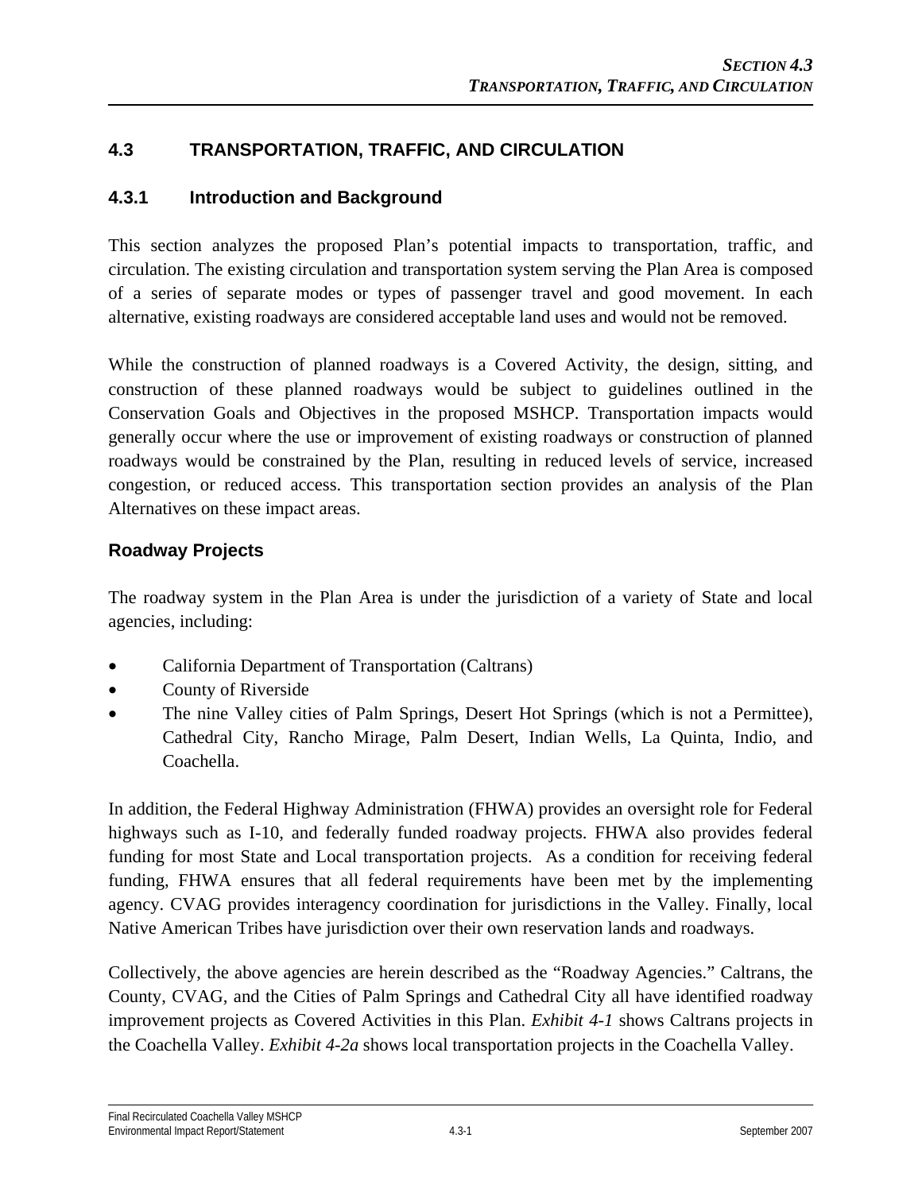# 4.3 TRANSPORTATION, TRAFFIC, AND CIRCULATION

## 4.3.1 Introduction and Background

This section analyzes the proposed Plan's potential impacts to transportation, traffic, and circulation. The existing circulation and transportation system serving the Plan Area is composed of a series of separate modes or types of passenger travel and good movement. In each alternative, existing roadways are considered acceptable land uses and would not be removed.

While the construction of planned roadways is a Covered Activity, the design, sitting, and construction of these planned roadways would be subject to guidelines outlined in the Conservation Goals and Objectives in the proposed MSHCP. Transportation impacts would generally occur where the use or improvement of existing roadways or construction of planned roadways would be constrained by the Plan, resulting in reduced levels of service, increased congestion, or reduced access. This transportation section provides an analysis of the Plan Alternatives on these impact areas.

### Roadway Projects

The roadway system in the Plan Area is under the jurisdiction of a variety of State and local agencies, including:

- California Department of Transportation (Caltrans)
- County of Riverside
- The nine Valley cities of Palm Springs, Desert Hot Springs (which is not a Permittee), Cathedral City, Rancho Mirage, Palm Desert, Indian Wells, La Quinta, Indio, and Coachella.

In addition, the Federal Highway Administration (FHWA) provides an oversight role for Federal highways such as I-10, and federally funded roadway projects. FHWA also provides federal funding for most State and Local transportation projects. As a condition for receiving federal funding, FHWA ensures that all federal requirements have been met by the implementing agency. CVAG provides interagency coordination for jurisdictions in the Valley. Finally, local Native American Tribes have jurisdiction over their own reservation lands and roadways.

Collectively, the above agencies are herein described as the "Roadway Agencies." Caltrans, the County, CVAG, and the Cities of Palm Springs and Cathedral City all have identified roadway improvement projects as Covered Activities in this Plan. *Exhibit 4-1* shows Caltrans projects in the Coachella Valley. *Exhibit 4-2a* shows local transportation projects in the Coachella Valley.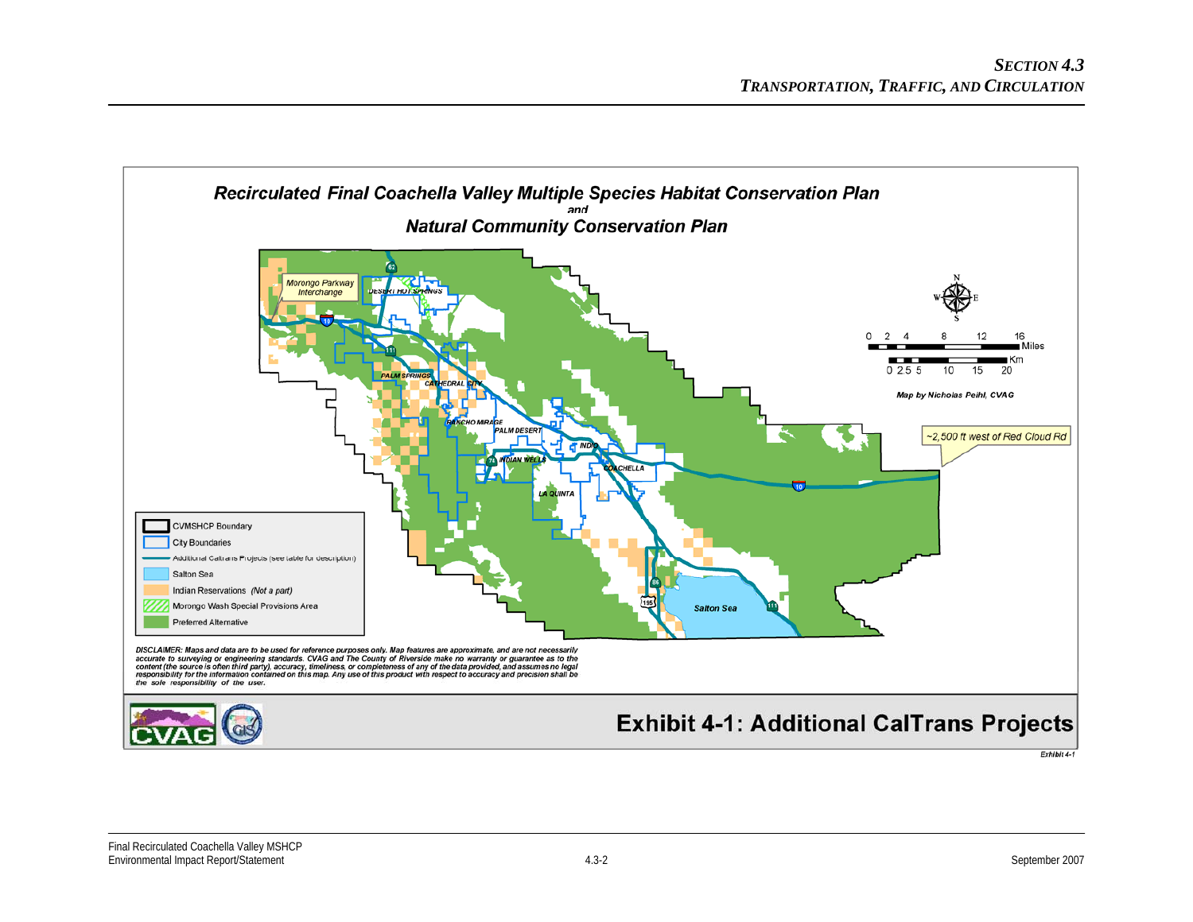# Recirculated Final Coachella Valley Multiple Species Habitat Conservation Plan

*and*

# Natural Community Conservation Plan

Morongo Parkway Interchange

DESERT HOT SPRINGS

PALM SPRINGS

CATHEDRAL CITY

RANCHO MIRAGE

PALM DESERT

INDIO

INDIAN WELLS

COACHELLA

LA QUINTA

Salton Sea

~2,500 ft west of Red Cloud Rd

0 2 4 8 12 16 Miles

0 2.5 5 10 15 20 Km

*Map by Nicholas Peihl, CVAG*

- CVMSHCP Boundary
- City Boundaries
- Additional Caltrans Projects (see table for description)
- Salton Sea
- Indian Reservations *(Not a part)*
- Morongo Wash Special Provisions Area
- Preferred Alternative

*DISCLAIMER: Maps and data are to be used for reference purposes only. Map features are approximate, and are not necessarily accurate to surveying or engineering standards. CVAG and The County of Riverside make no warranty or guarantee as to the content (the source is often third party), accuracy, timeliness, or completeness of any of the data provided, and assumes no legal responsibility for the information contained on this map. Any use of this product with respect to accuracy and precision shall be the sole responsibility of the user.*

CVAG GIS

**Exhibit 4-1: Additional CalTrans Projects**

*Exhibit 4-1*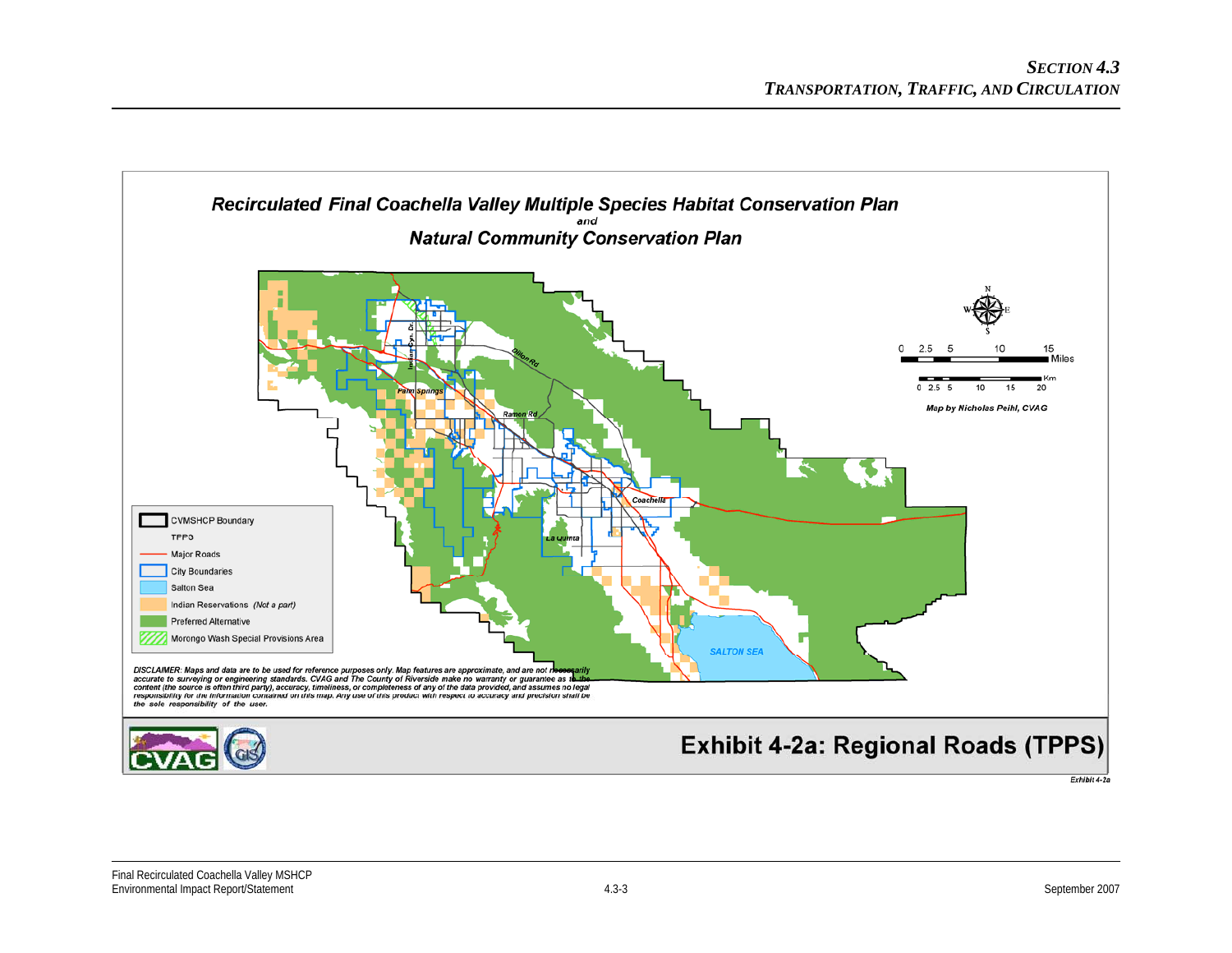# Recirculated Final Coachella Valley Multiple Species Habitat Conservation Plan

and

## Natural Community Conservation Plan

Indian Cyn. Dr.

Dillon Rd

Palm Springs

Ramon Rd

Coachella

La Quinta

SALTON SEA

N
W E
S

0 2.5 5 10 15 Miles

0 2.5 5 10 15 20 Km

*Map by Nicholas Peihl, CVAG*

- CVMSHCP Boundary
- TPPS
- Major Roads
- City Boundaries
- Salton Sea
- Indian Reservations *(Not a part)*
- Preferred Alternative
- Morongo Wash Special Provisions Area

*DISCLAIMER: Maps and data are to be used for reference purposes only. Map features are approximate, and are not necessarily accurate to surveying or engineering standards. CVAG and The County of Riverside make no warranty or guarantee as to the content (the source is often third party), accuracy, timeliness, or completeness of any of the data provided, and assumes no legal responsibility for the information contained on this map. Any use of this product with respect to accuracy and precision shall be the sole responsibility of the user.*

CVAG GIS

**Exhibit 4-2a: Regional Roads (TPPS)**

*Exhibit 4-2a*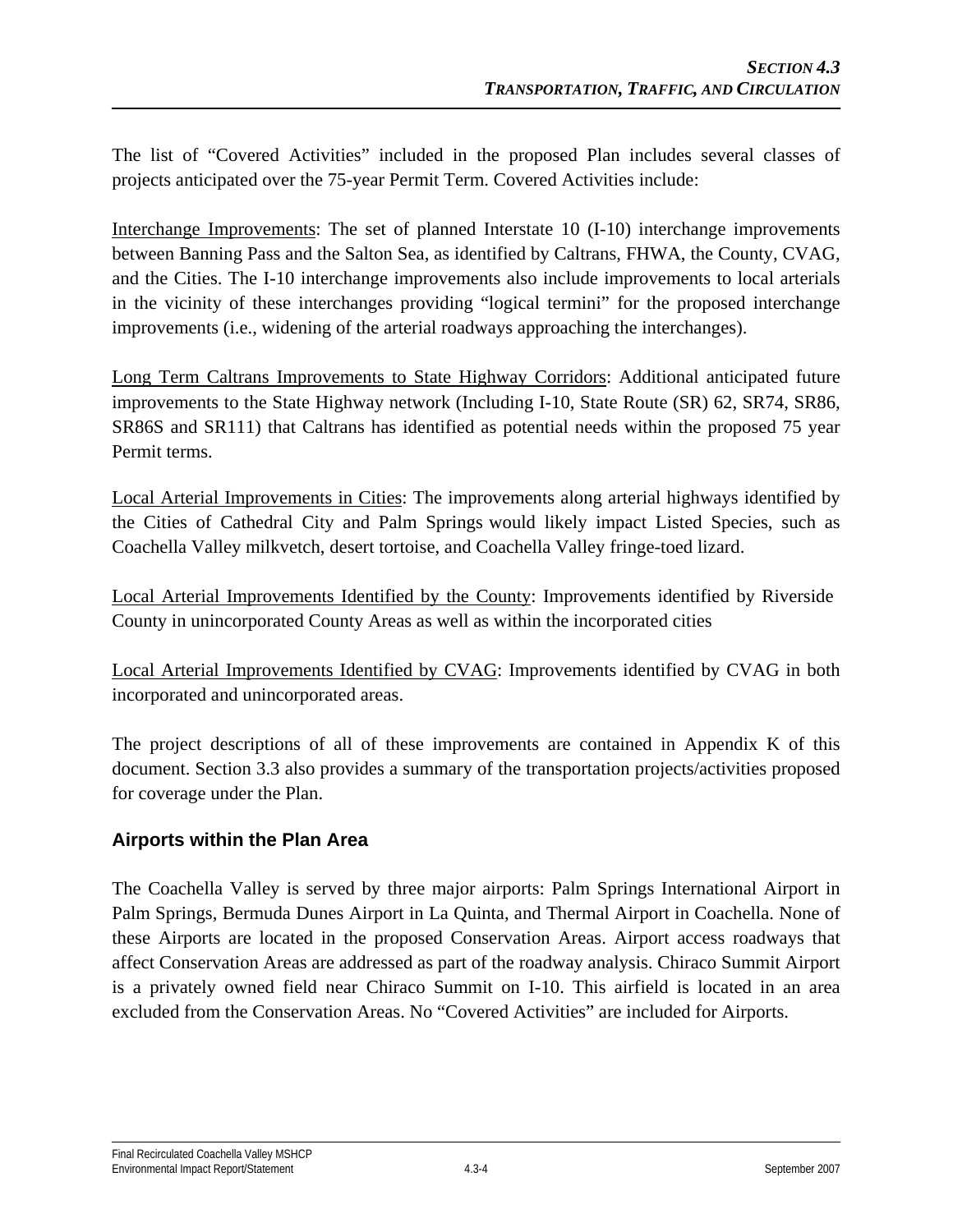The list of "Covered Activities" included in the proposed Plan includes several classes of projects anticipated over the 75-year Permit Term. Covered Activities include:

Interchange Improvements: The set of planned Interstate 10 (I-10) interchange improvements between Banning Pass and the Salton Sea, as identified by Caltrans, FHWA, the County, CVAG, and the Cities. The I-10 interchange improvements also include improvements to local arterials in the vicinity of these interchanges providing "logical termini" for the proposed interchange improvements (i.e., widening of the arterial roadways approaching the interchanges).

Long Term Caltrans Improvements to State Highway Corridors: Additional anticipated future improvements to the State Highway network (Including I-10, State Route (SR) 62, SR74, SR86, SR86S and SR111) that Caltrans has identified as potential needs within the proposed 75 year Permit terms.

Local Arterial Improvements in Cities: The improvements along arterial highways identified by the Cities of Cathedral City and Palm Springs would likely impact Listed Species, such as Coachella Valley milkvetch, desert tortoise, and Coachella Valley fringe-toed lizard.

Local Arterial Improvements Identified by the County: Improvements identified by Riverside County in unincorporated County Areas as well as within the incorporated cities

Local Arterial Improvements Identified by CVAG: Improvements identified by CVAG in both incorporated and unincorporated areas.

The project descriptions of all of these improvements are contained in Appendix K of this document. Section 3.3 also provides a summary of the transportation projects/activities proposed for coverage under the Plan.

### Airports within the Plan Area

The Coachella Valley is served by three major airports: Palm Springs International Airport in Palm Springs, Bermuda Dunes Airport in La Quinta, and Thermal Airport in Coachella. None of these Airports are located in the proposed Conservation Areas. Airport access roadways that affect Conservation Areas are addressed as part of the roadway analysis. Chiraco Summit Airport is a privately owned field near Chiraco Summit on I-10. This airfield is located in an area excluded from the Conservation Areas. No "Covered Activities" are included for Airports.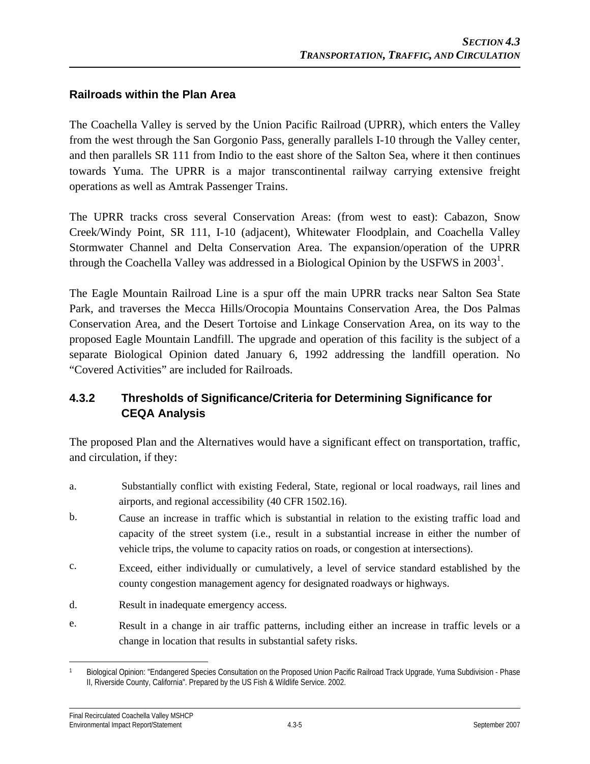### Railroads within the Plan Area

The Coachella Valley is served by the Union Pacific Railroad (UPRR), which enters the Valley from the west through the San Gorgonio Pass, generally parallels I-10 through the Valley center, and then parallels SR 111 from Indio to the east shore of the Salton Sea, where it then continues towards Yuma. The UPRR is a major transcontinental railway carrying extensive freight operations as well as Amtrak Passenger Trains.

The UPRR tracks cross several Conservation Areas: (from west to east): Cabazon, Snow Creek/Windy Point, SR 111, I-10 (adjacent), Whitewater Floodplain, and Coachella Valley Stormwater Channel and Delta Conservation Area. The expansion/operation of the UPRR through the Coachella Valley was addressed in a Biological Opinion by the USFWS in 2003[1].

The Eagle Mountain Railroad Line is a spur off the main UPRR tracks near Salton Sea State Park, and traverses the Mecca Hills/Orocopia Mountains Conservation Area, the Dos Palmas Conservation Area, and the Desert Tortoise and Linkage Conservation Area, on its way to the proposed Eagle Mountain Landfill. The upgrade and operation of this facility is the subject of a separate Biological Opinion dated January 6, 1992 addressing the landfill operation. No "Covered Activities" are included for Railroads.

## 4.3.2 Thresholds of Significance/Criteria for Determining Significance for CEQA Analysis

The proposed Plan and the Alternatives would have a significant effect on transportation, traffic, and circulation, if they:

a. Substantially conflict with existing Federal, State, regional or local roadways, rail lines and airports, and regional accessibility (40 CFR 1502.16).

b. Cause an increase in traffic which is substantial in relation to the existing traffic load and capacity of the street system (i.e., result in a substantial increase in either the number of vehicle trips, the volume to capacity ratios on roads, or congestion at intersections).

c. Exceed, either individually or cumulatively, a level of service standard established by the county congestion management agency for designated roadways or highways.

d. Result in inadequate emergency access.

e. Result in a change in air traffic patterns, including either an increase in traffic levels or a change in location that results in substantial safety risks.

---

[1] Biological Opinion: "Endangered Species Consultation on the Proposed Union Pacific Railroad Track Upgrade, Yuma Subdivision - Phase II, Riverside County, California". Prepared by the US Fish & Wildlife Service. 2002.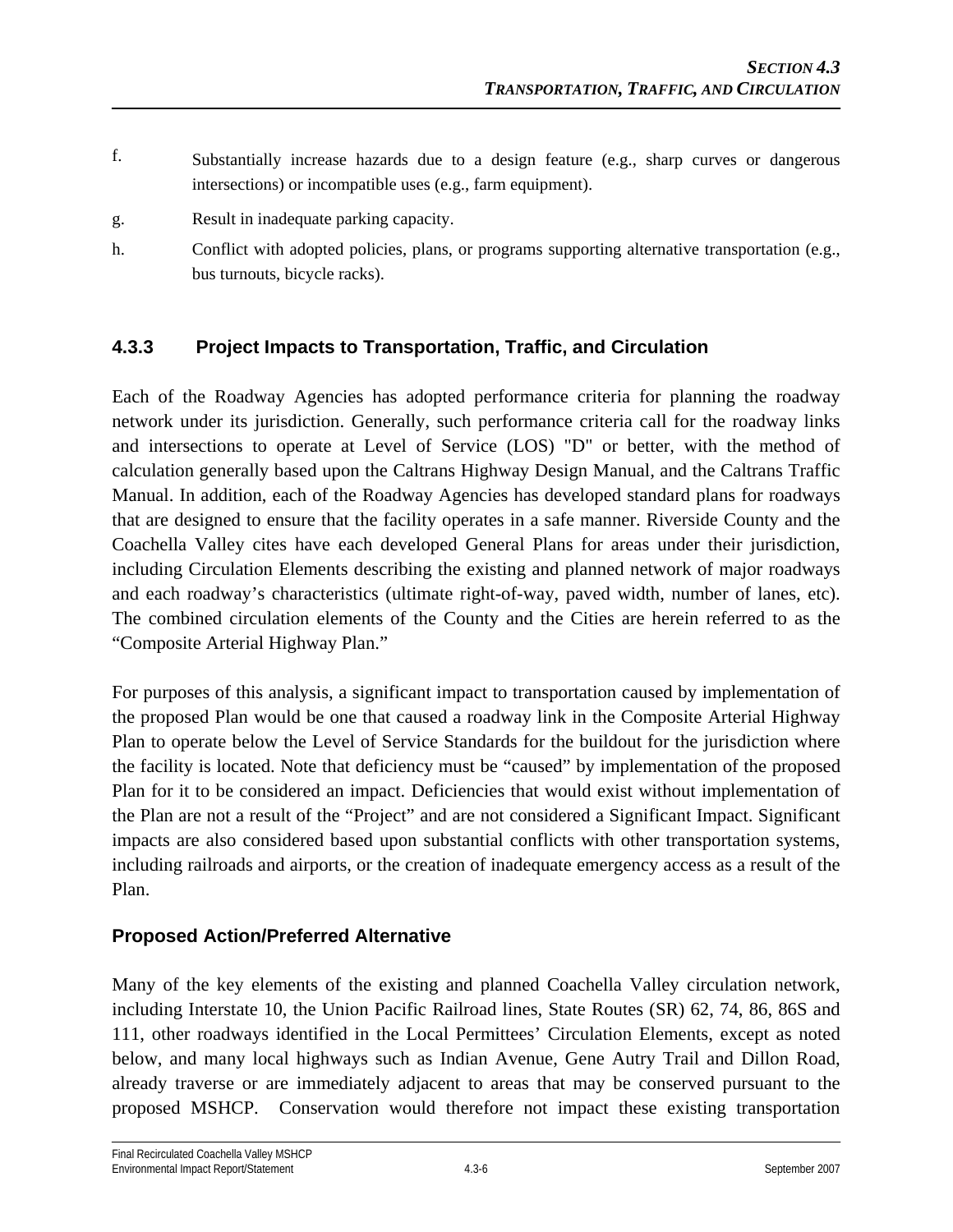f. Substantially increase hazards due to a design feature (e.g., sharp curves or dangerous intersections) or incompatible uses (e.g., farm equipment).

g. Result in inadequate parking capacity.

h. Conflict with adopted policies, plans, or programs supporting alternative transportation (e.g., bus turnouts, bicycle racks).

### 4.3.3 Project Impacts to Transportation, Traffic, and Circulation

Each of the Roadway Agencies has adopted performance criteria for planning the roadway network under its jurisdiction. Generally, such performance criteria call for the roadway links and intersections to operate at Level of Service (LOS) "D" or better, with the method of calculation generally based upon the Caltrans Highway Design Manual, and the Caltrans Traffic Manual. In addition, each of the Roadway Agencies has developed standard plans for roadways that are designed to ensure that the facility operates in a safe manner. Riverside County and the Coachella Valley cites have each developed General Plans for areas under their jurisdiction, including Circulation Elements describing the existing and planned network of major roadways and each roadway's characteristics (ultimate right-of-way, paved width, number of lanes, etc). The combined circulation elements of the County and the Cities are herein referred to as the "Composite Arterial Highway Plan."

For purposes of this analysis, a significant impact to transportation caused by implementation of the proposed Plan would be one that caused a roadway link in the Composite Arterial Highway Plan to operate below the Level of Service Standards for the buildout for the jurisdiction where the facility is located. Note that deficiency must be "caused" by implementation of the proposed Plan for it to be considered an impact. Deficiencies that would exist without implementation of the Plan are not a result of the "Project" and are not considered a Significant Impact. Significant impacts are also considered based upon substantial conflicts with other transportation systems, including railroads and airports, or the creation of inadequate emergency access as a result of the Plan.

#### Proposed Action/Preferred Alternative

Many of the key elements of the existing and planned Coachella Valley circulation network, including Interstate 10, the Union Pacific Railroad lines, State Routes (SR) 62, 74, 86, 86S and 111, other roadways identified in the Local Permittees' Circulation Elements, except as noted below, and many local highways such as Indian Avenue, Gene Autry Trail and Dillon Road, already traverse or are immediately adjacent to areas that may be conserved pursuant to the proposed MSHCP. Conservation would therefore not impact these existing transportation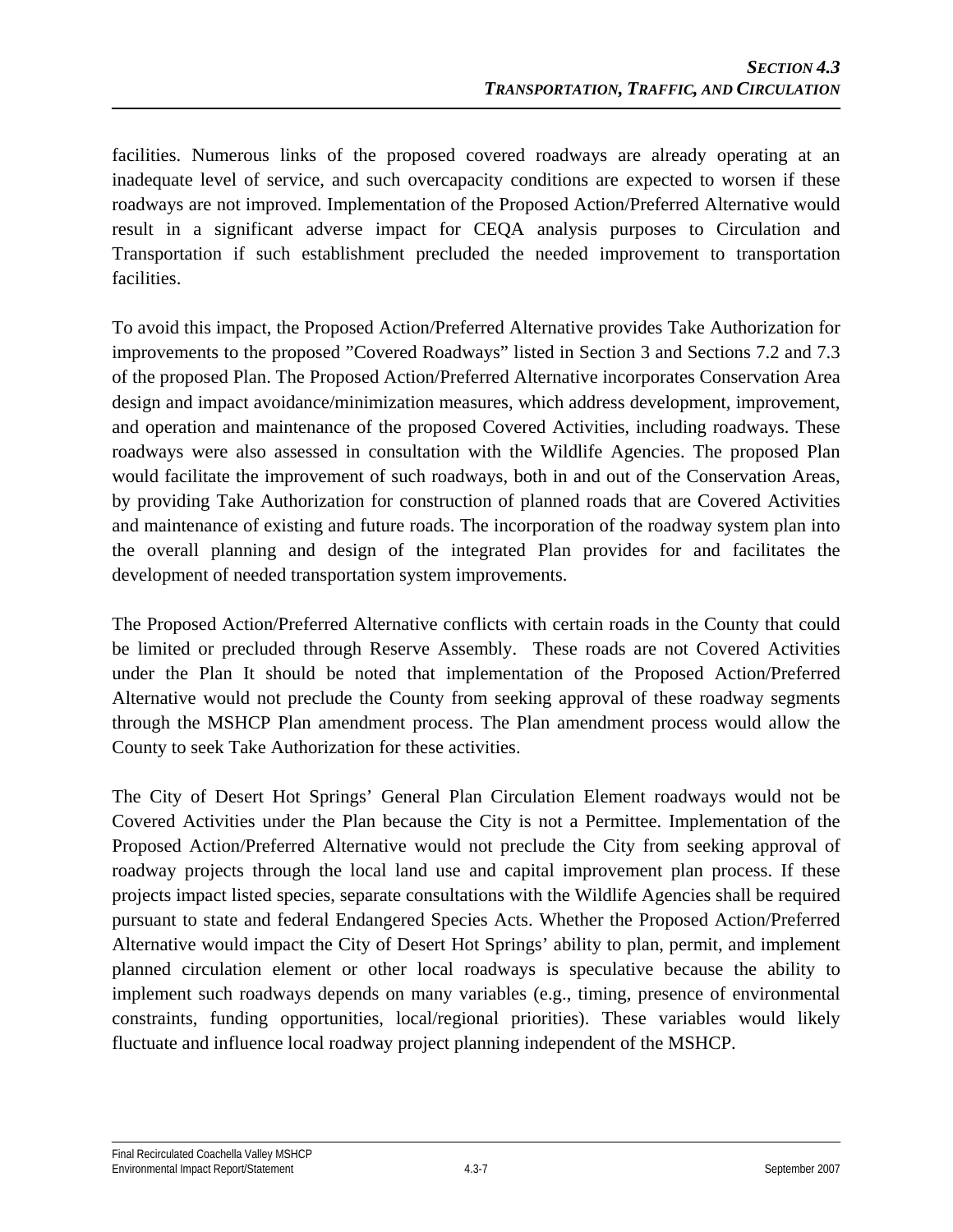facilities. Numerous links of the proposed covered roadways are already operating at an inadequate level of service, and such overcapacity conditions are expected to worsen if these roadways are not improved. Implementation of the Proposed Action/Preferred Alternative would result in a significant adverse impact for CEQA analysis purposes to Circulation and Transportation if such establishment precluded the needed improvement to transportation facilities.

To avoid this impact, the Proposed Action/Preferred Alternative provides Take Authorization for improvements to the proposed "Covered Roadways" listed in Section 3 and Sections 7.2 and 7.3 of the proposed Plan. The Proposed Action/Preferred Alternative incorporates Conservation Area design and impact avoidance/minimization measures, which address development, improvement, and operation and maintenance of the proposed Covered Activities, including roadways. These roadways were also assessed in consultation with the Wildlife Agencies. The proposed Plan would facilitate the improvement of such roadways, both in and out of the Conservation Areas, by providing Take Authorization for construction of planned roads that are Covered Activities and maintenance of existing and future roads. The incorporation of the roadway system plan into the overall planning and design of the integrated Plan provides for and facilitates the development of needed transportation system improvements.

The Proposed Action/Preferred Alternative conflicts with certain roads in the County that could be limited or precluded through Reserve Assembly. These roads are not Covered Activities under the Plan It should be noted that implementation of the Proposed Action/Preferred Alternative would not preclude the County from seeking approval of these roadway segments through the MSHCP Plan amendment process. The Plan amendment process would allow the County to seek Take Authorization for these activities.

The City of Desert Hot Springs' General Plan Circulation Element roadways would not be Covered Activities under the Plan because the City is not a Permittee. Implementation of the Proposed Action/Preferred Alternative would not preclude the City from seeking approval of roadway projects through the local land use and capital improvement plan process. If these projects impact listed species, separate consultations with the Wildlife Agencies shall be required pursuant to state and federal Endangered Species Acts. Whether the Proposed Action/Preferred Alternative would impact the City of Desert Hot Springs' ability to plan, permit, and implement planned circulation element or other local roadways is speculative because the ability to implement such roadways depends on many variables (e.g., timing, presence of environmental constraints, funding opportunities, local/regional priorities). These variables would likely fluctuate and influence local roadway project planning independent of the MSHCP.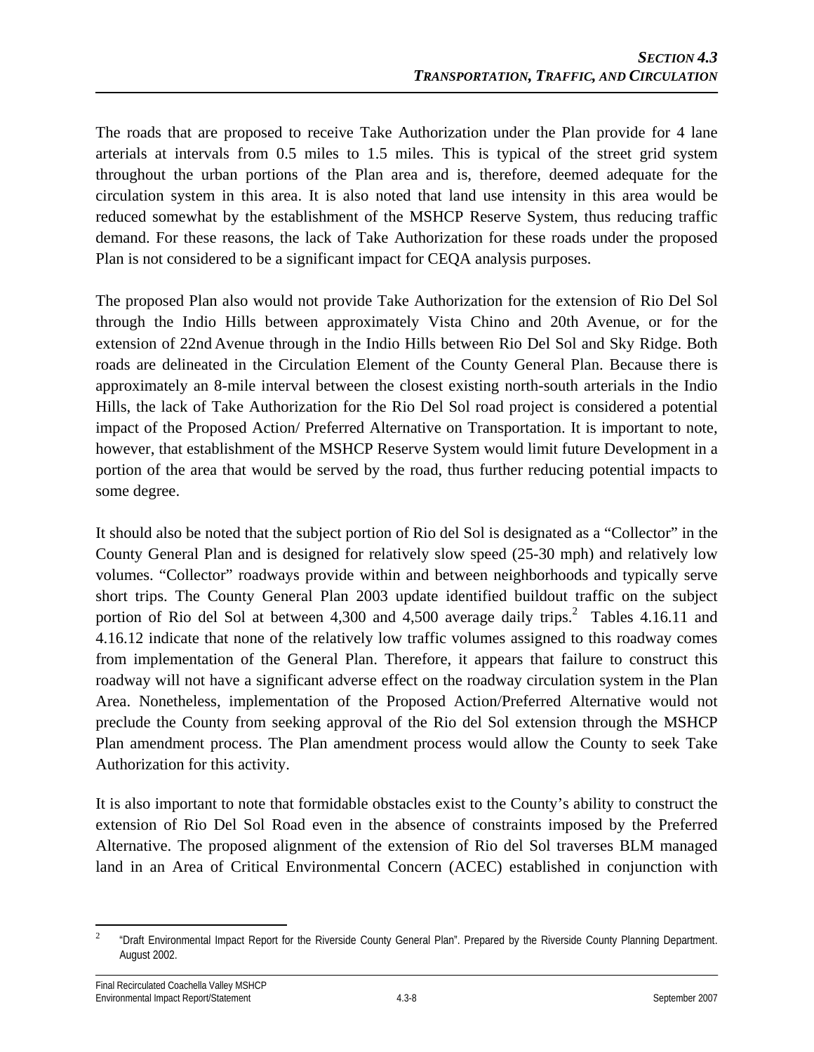The roads that are proposed to receive Take Authorization under the Plan provide for 4 lane arterials at intervals from 0.5 miles to 1.5 miles. This is typical of the street grid system throughout the urban portions of the Plan area and is, therefore, deemed adequate for the circulation system in this area. It is also noted that land use intensity in this area would be reduced somewhat by the establishment of the MSHCP Reserve System, thus reducing traffic demand. For these reasons, the lack of Take Authorization for these roads under the proposed Plan is not considered to be a significant impact for CEQA analysis purposes.

The proposed Plan also would not provide Take Authorization for the extension of Rio Del Sol through the Indio Hills between approximately Vista Chino and 20th Avenue, or for the extension of 22nd Avenue through in the Indio Hills between Rio Del Sol and Sky Ridge. Both roads are delineated in the Circulation Element of the County General Plan. Because there is approximately an 8-mile interval between the closest existing north-south arterials in the Indio Hills, the lack of Take Authorization for the Rio Del Sol road project is considered a potential impact of the Proposed Action/ Preferred Alternative on Transportation. It is important to note, however, that establishment of the MSHCP Reserve System would limit future Development in a portion of the area that would be served by the road, thus further reducing potential impacts to some degree.

It should also be noted that the subject portion of Rio del Sol is designated as a "Collector" in the County General Plan and is designed for relatively slow speed (25-30 mph) and relatively low volumes. "Collector" roadways provide within and between neighborhoods and typically serve short trips. The County General Plan 2003 update identified buildout traffic on the subject portion of Rio del Sol at between 4,300 and 4,500 average daily trips.[2] Tables 4.16.11 and 4.16.12 indicate that none of the relatively low traffic volumes assigned to this roadway comes from implementation of the General Plan. Therefore, it appears that failure to construct this roadway will not have a significant adverse effect on the roadway circulation system in the Plan Area. Nonetheless, implementation of the Proposed Action/Preferred Alternative would not preclude the County from seeking approval of the Rio del Sol extension through the MSHCP Plan amendment process. The Plan amendment process would allow the County to seek Take Authorization for this activity.

It is also important to note that formidable obstacles exist to the County's ability to construct the extension of Rio Del Sol Road even in the absence of constraints imposed by the Preferred Alternative. The proposed alignment of the extension of Rio del Sol traverses BLM managed land in an Area of Critical Environmental Concern (ACEC) established in conjunction with

---

[2] "Draft Environmental Impact Report for the Riverside County General Plan". Prepared by the Riverside County Planning Department. August 2002.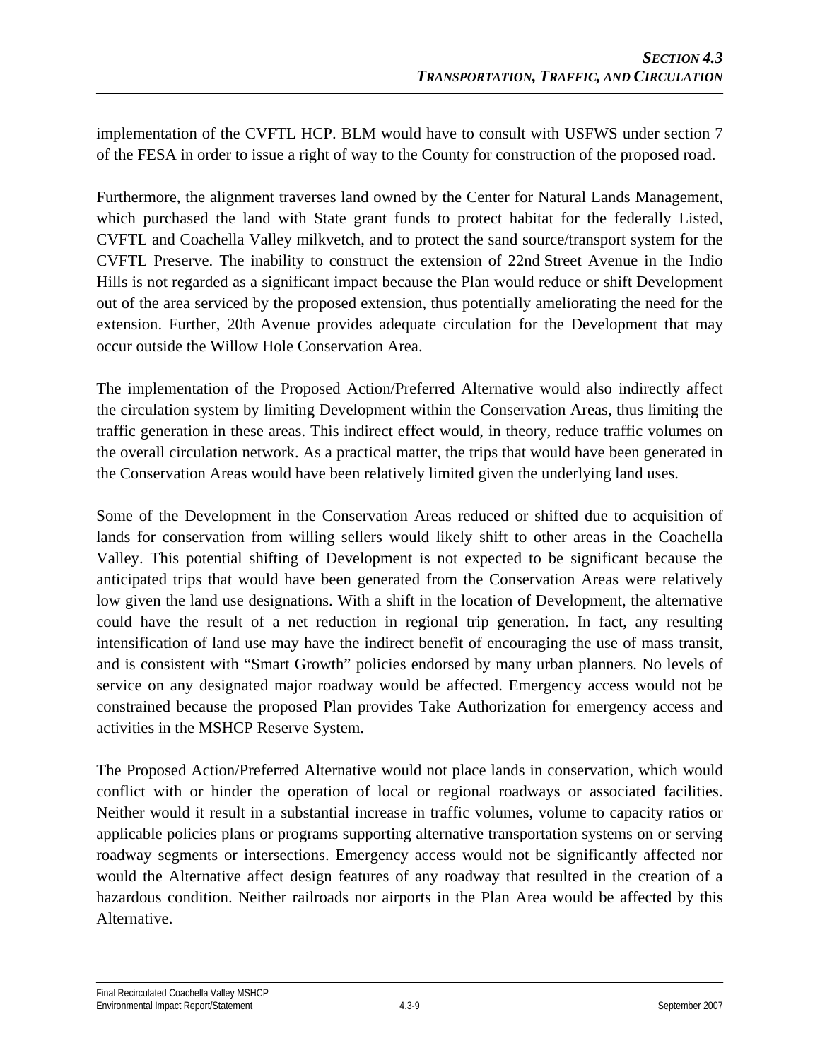implementation of the CVFTL HCP. BLM would have to consult with USFWS under section 7 of the FESA in order to issue a right of way to the County for construction of the proposed road.

Furthermore, the alignment traverses land owned by the Center for Natural Lands Management, which purchased the land with State grant funds to protect habitat for the federally Listed, CVFTL and Coachella Valley milkvetch, and to protect the sand source/transport system for the CVFTL Preserve. The inability to construct the extension of 22nd Street Avenue in the Indio Hills is not regarded as a significant impact because the Plan would reduce or shift Development out of the area serviced by the proposed extension, thus potentially ameliorating the need for the extension. Further, 20th Avenue provides adequate circulation for the Development that may occur outside the Willow Hole Conservation Area.

The implementation of the Proposed Action/Preferred Alternative would also indirectly affect the circulation system by limiting Development within the Conservation Areas, thus limiting the traffic generation in these areas. This indirect effect would, in theory, reduce traffic volumes on the overall circulation network. As a practical matter, the trips that would have been generated in the Conservation Areas would have been relatively limited given the underlying land uses.

Some of the Development in the Conservation Areas reduced or shifted due to acquisition of lands for conservation from willing sellers would likely shift to other areas in the Coachella Valley. This potential shifting of Development is not expected to be significant because the anticipated trips that would have been generated from the Conservation Areas were relatively low given the land use designations. With a shift in the location of Development, the alternative could have the result of a net reduction in regional trip generation. In fact, any resulting intensification of land use may have the indirect benefit of encouraging the use of mass transit, and is consistent with "Smart Growth" policies endorsed by many urban planners. No levels of service on any designated major roadway would be affected. Emergency access would not be constrained because the proposed Plan provides Take Authorization for emergency access and activities in the MSHCP Reserve System.

The Proposed Action/Preferred Alternative would not place lands in conservation, which would conflict with or hinder the operation of local or regional roadways or associated facilities. Neither would it result in a substantial increase in traffic volumes, volume to capacity ratios or applicable policies plans or programs supporting alternative transportation systems on or serving roadway segments or intersections. Emergency access would not be significantly affected nor would the Alternative affect design features of any roadway that resulted in the creation of a hazardous condition. Neither railroads nor airports in the Plan Area would be affected by this Alternative.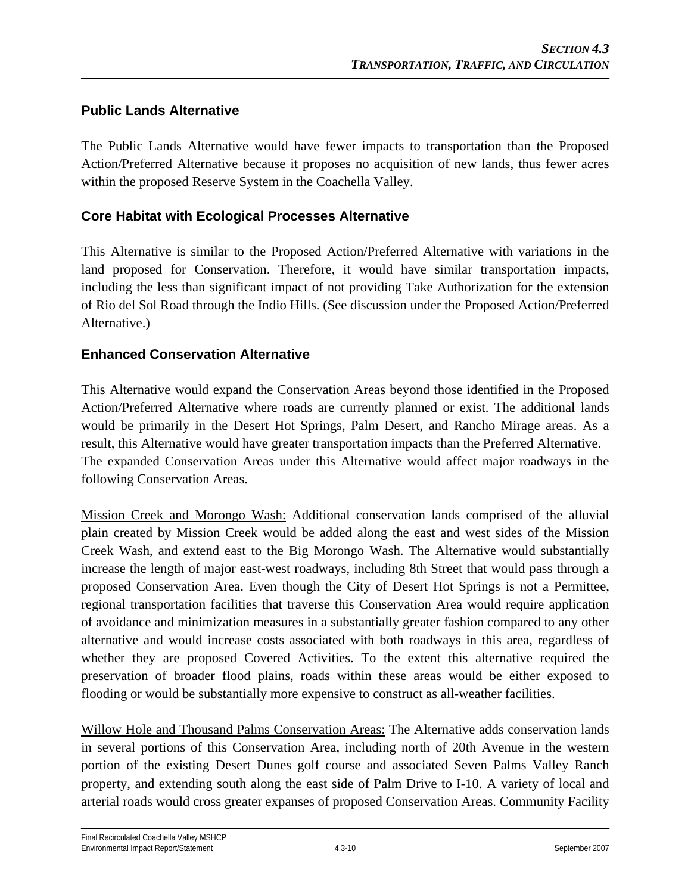### Public Lands Alternative

The Public Lands Alternative would have fewer impacts to transportation than the Proposed Action/Preferred Alternative because it proposes no acquisition of new lands, thus fewer acres within the proposed Reserve System in the Coachella Valley.

### Core Habitat with Ecological Processes Alternative

This Alternative is similar to the Proposed Action/Preferred Alternative with variations in the land proposed for Conservation. Therefore, it would have similar transportation impacts, including the less than significant impact of not providing Take Authorization for the extension of Rio del Sol Road through the Indio Hills. (See discussion under the Proposed Action/Preferred Alternative.)

### Enhanced Conservation Alternative

This Alternative would expand the Conservation Areas beyond those identified in the Proposed Action/Preferred Alternative where roads are currently planned or exist. The additional lands would be primarily in the Desert Hot Springs, Palm Desert, and Rancho Mirage areas. As a result, this Alternative would have greater transportation impacts than the Preferred Alternative. The expanded Conservation Areas under this Alternative would affect major roadways in the following Conservation Areas.

<u>Mission Creek and Morongo Wash:</u> Additional conservation lands comprised of the alluvial plain created by Mission Creek would be added along the east and west sides of the Mission Creek Wash, and extend east to the Big Morongo Wash. The Alternative would substantially increase the length of major east-west roadways, including 8th Street that would pass through a proposed Conservation Area. Even though the City of Desert Hot Springs is not a Permittee, regional transportation facilities that traverse this Conservation Area would require application of avoidance and minimization measures in a substantially greater fashion compared to any other alternative and would increase costs associated with both roadways in this area, regardless of whether they are proposed Covered Activities. To the extent this alternative required the preservation of broader flood plains, roads within these areas would be either exposed to flooding or would be substantially more expensive to construct as all-weather facilities.

<u>Willow Hole and Thousand Palms Conservation Areas:</u> The Alternative adds conservation lands in several portions of this Conservation Area, including north of 20th Avenue in the western portion of the existing Desert Dunes golf course and associated Seven Palms Valley Ranch property, and extending south along the east side of Palm Drive to I-10. A variety of local and arterial roads would cross greater expanses of proposed Conservation Areas. Community Facility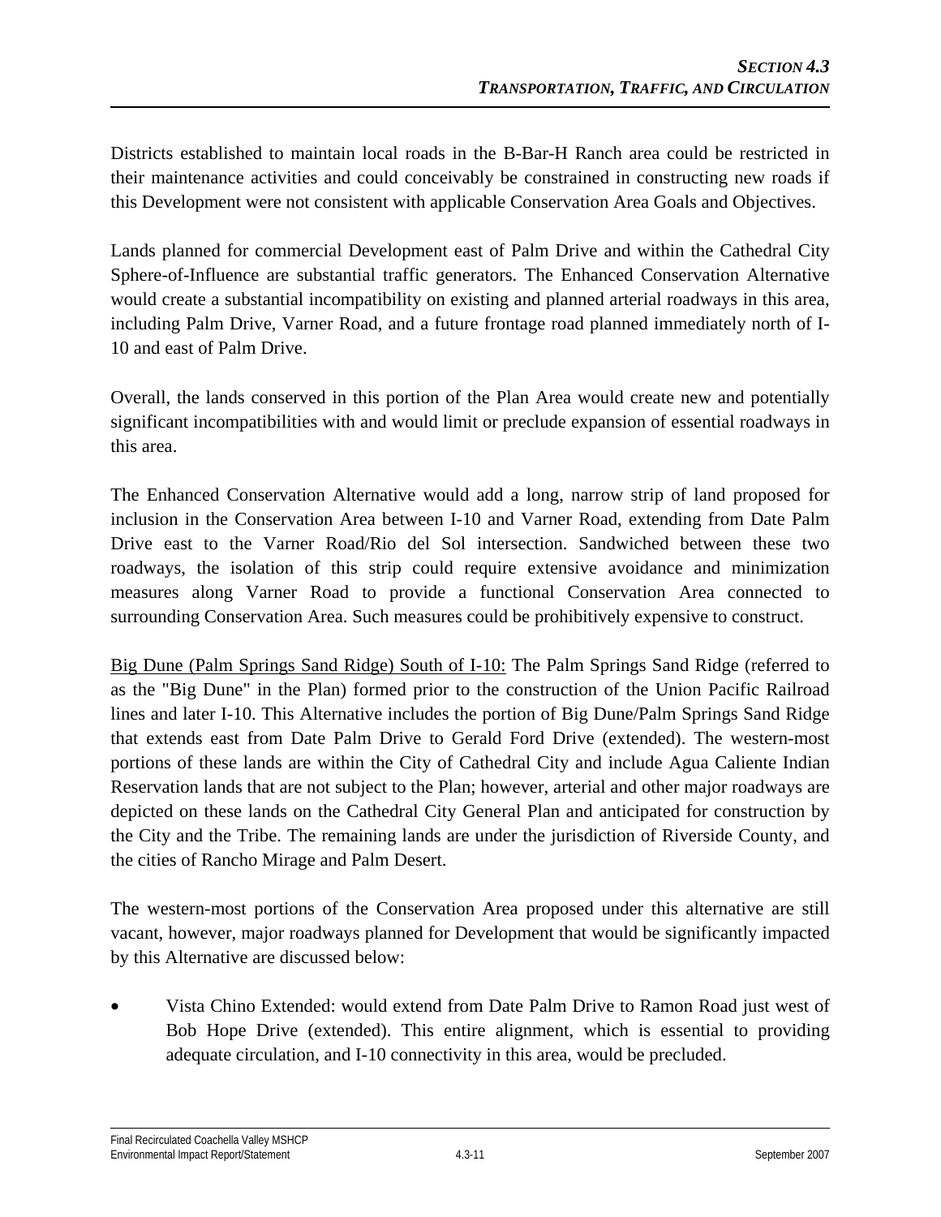Districts established to maintain local roads in the B-Bar-H Ranch area could be restricted in their maintenance activities and could conceivably be constrained in constructing new roads if this Development were not consistent with applicable Conservation Area Goals and Objectives.

Lands planned for commercial Development east of Palm Drive and within the Cathedral City Sphere-of-Influence are substantial traffic generators. The Enhanced Conservation Alternative would create a substantial incompatibility on existing and planned arterial roadways in this area, including Palm Drive, Varner Road, and a future frontage road planned immediately north of I-10 and east of Palm Drive.

Overall, the lands conserved in this portion of the Plan Area would create new and potentially significant incompatibilities with and would limit or preclude expansion of essential roadways in this area.

The Enhanced Conservation Alternative would add a long, narrow strip of land proposed for inclusion in the Conservation Area between I-10 and Varner Road, extending from Date Palm Drive east to the Varner Road/Rio del Sol intersection. Sandwiched between these two roadways, the isolation of this strip could require extensive avoidance and minimization measures along Varner Road to provide a functional Conservation Area connected to surrounding Conservation Area. Such measures could be prohibitively expensive to construct.

<u>Big Dune (Palm Springs Sand Ridge) South of I-10:</u> The Palm Springs Sand Ridge (referred to as the "Big Dune" in the Plan) formed prior to the construction of the Union Pacific Railroad lines and later I-10. This Alternative includes the portion of Big Dune/Palm Springs Sand Ridge that extends east from Date Palm Drive to Gerald Ford Drive (extended). The western-most portions of these lands are within the City of Cathedral City and include Agua Caliente Indian Reservation lands that are not subject to the Plan; however, arterial and other major roadways are depicted on these lands on the Cathedral City General Plan and anticipated for construction by the City and the Tribe. The remaining lands are under the jurisdiction of Riverside County, and the cities of Rancho Mirage and Palm Desert.

The western-most portions of the Conservation Area proposed under this alternative are still vacant, however, major roadways planned for Development that would be significantly impacted by this Alternative are discussed below:

- Vista Chino Extended: would extend from Date Palm Drive to Ramon Road just west of Bob Hope Drive (extended). This entire alignment, which is essential to providing adequate circulation, and I-10 connectivity in this area, would be precluded.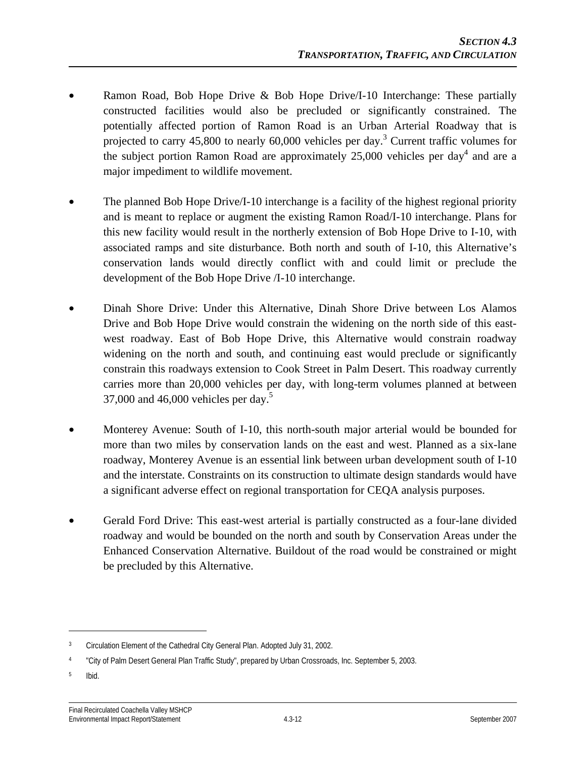- Ramon Road, Bob Hope Drive & Bob Hope Drive/I-10 Interchange: These partially constructed facilities would also be precluded or significantly constrained. The potentially affected portion of Ramon Road is an Urban Arterial Roadway that is projected to carry 45,800 to nearly 60,000 vehicles per day.[3] Current traffic volumes for the subject portion Ramon Road are approximately 25,000 vehicles per day[4] and are a major impediment to wildlife movement.

- The planned Bob Hope Drive/I-10 interchange is a facility of the highest regional priority and is meant to replace or augment the existing Ramon Road/I-10 interchange. Plans for this new facility would result in the northerly extension of Bob Hope Drive to I-10, with associated ramps and site disturbance. Both north and south of I-10, this Alternative's conservation lands would directly conflict with and could limit or preclude the development of the Bob Hope Drive /I-10 interchange.

- Dinah Shore Drive: Under this Alternative, Dinah Shore Drive between Los Alamos Drive and Bob Hope Drive would constrain the widening on the north side of this east-west roadway. East of Bob Hope Drive, this Alternative would constrain roadway widening on the north and south, and continuing east would preclude or significantly constrain this roadways extension to Cook Street in Palm Desert. This roadway currently carries more than 20,000 vehicles per day, with long-term volumes planned at between 37,000 and 46,000 vehicles per day.[5]

- Monterey Avenue: South of I-10, this north-south major arterial would be bounded for more than two miles by conservation lands on the east and west. Planned as a six-lane roadway, Monterey Avenue is an essential link between urban development south of I-10 and the interstate. Constraints on its construction to ultimate design standards would have a significant adverse effect on regional transportation for CEQA analysis purposes.

- Gerald Ford Drive: This east-west arterial is partially constructed as a four-lane divided roadway and would be bounded on the north and south by Conservation Areas under the Enhanced Conservation Alternative. Buildout of the road would be constrained or might be precluded by this Alternative.

---

[3] Circulation Element of the Cathedral City General Plan. Adopted July 31, 2002.

[4] "City of Palm Desert General Plan Traffic Study", prepared by Urban Crossroads, Inc. September 5, 2003.

[5] Ibid.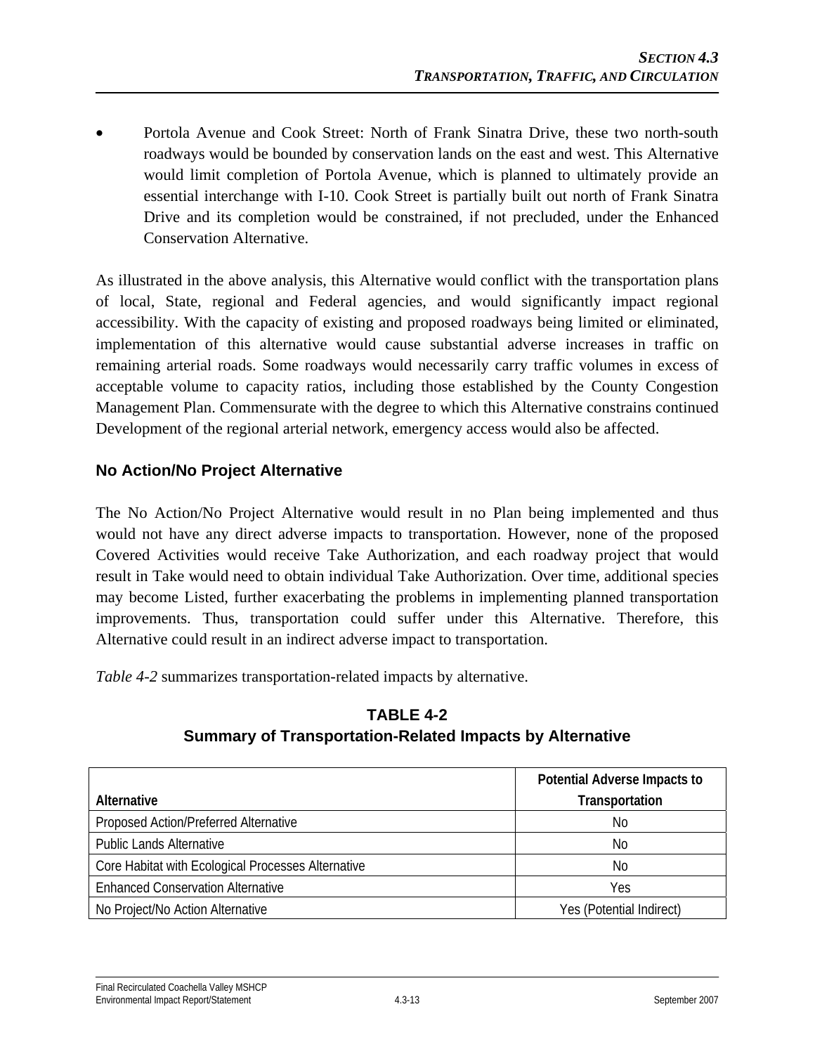- Portola Avenue and Cook Street: North of Frank Sinatra Drive, these two north-south roadways would be bounded by conservation lands on the east and west. This Alternative would limit completion of Portola Avenue, which is planned to ultimately provide an essential interchange with I-10. Cook Street is partially built out north of Frank Sinatra Drive and its completion would be constrained, if not precluded, under the Enhanced Conservation Alternative.

As illustrated in the above analysis, this Alternative would conflict with the transportation plans of local, State, regional and Federal agencies, and would significantly impact regional accessibility. With the capacity of existing and proposed roadways being limited or eliminated, implementation of this alternative would cause substantial adverse increases in traffic on remaining arterial roads. Some roadways would necessarily carry traffic volumes in excess of acceptable volume to capacity ratios, including those established by the County Congestion Management Plan. Commensurate with the degree to which this Alternative constrains continued Development of the regional arterial network, emergency access would also be affected.

### No Action/No Project Alternative

The No Action/No Project Alternative would result in no Plan being implemented and thus would not have any direct adverse impacts to transportation. However, none of the proposed Covered Activities would receive Take Authorization, and each roadway project that would result in Take would need to obtain individual Take Authorization. Over time, additional species may become Listed, further exacerbating the problems in implementing planned transportation improvements. Thus, transportation could suffer under this Alternative. Therefore, this Alternative could result in an indirect adverse impact to transportation.

*Table 4-2* summarizes transportation-related impacts by alternative.

**TABLE 4-2**
**Summary of Transportation-Related Impacts by Alternative**

| Alternative | Potential Adverse Impacts to Transportation |
|---|---|
| Proposed Action/Preferred Alternative | No |
| Public Lands Alternative | No |
| Core Habitat with Ecological Processes Alternative | No |
| Enhanced Conservation Alternative | Yes |
| No Project/No Action Alternative | Yes (Potential Indirect) |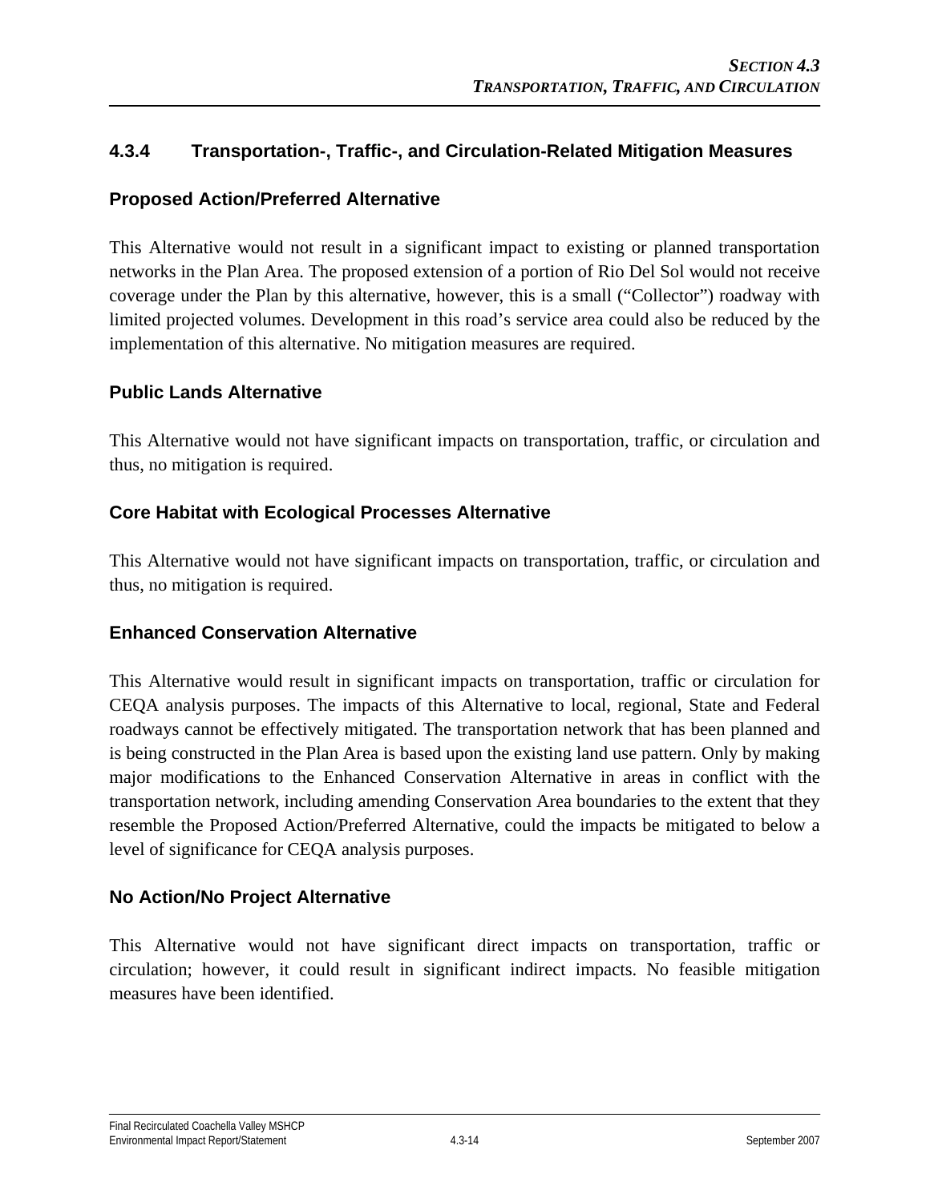## 4.3.4 Transportation-, Traffic-, and Circulation-Related Mitigation Measures

### Proposed Action/Preferred Alternative

This Alternative would not result in a significant impact to existing or planned transportation networks in the Plan Area. The proposed extension of a portion of Rio Del Sol would not receive coverage under the Plan by this alternative, however, this is a small ("Collector") roadway with limited projected volumes. Development in this road's service area could also be reduced by the implementation of this alternative. No mitigation measures are required.

### Public Lands Alternative

This Alternative would not have significant impacts on transportation, traffic, or circulation and thus, no mitigation is required.

### Core Habitat with Ecological Processes Alternative

This Alternative would not have significant impacts on transportation, traffic, or circulation and thus, no mitigation is required.

### Enhanced Conservation Alternative

This Alternative would result in significant impacts on transportation, traffic or circulation for CEQA analysis purposes. The impacts of this Alternative to local, regional, State and Federal roadways cannot be effectively mitigated. The transportation network that has been planned and is being constructed in the Plan Area is based upon the existing land use pattern. Only by making major modifications to the Enhanced Conservation Alternative in areas in conflict with the transportation network, including amending Conservation Area boundaries to the extent that they resemble the Proposed Action/Preferred Alternative, could the impacts be mitigated to below a level of significance for CEQA analysis purposes.

### No Action/No Project Alternative

This Alternative would not have significant direct impacts on transportation, traffic or circulation; however, it could result in significant indirect impacts. No feasible mitigation measures have been identified.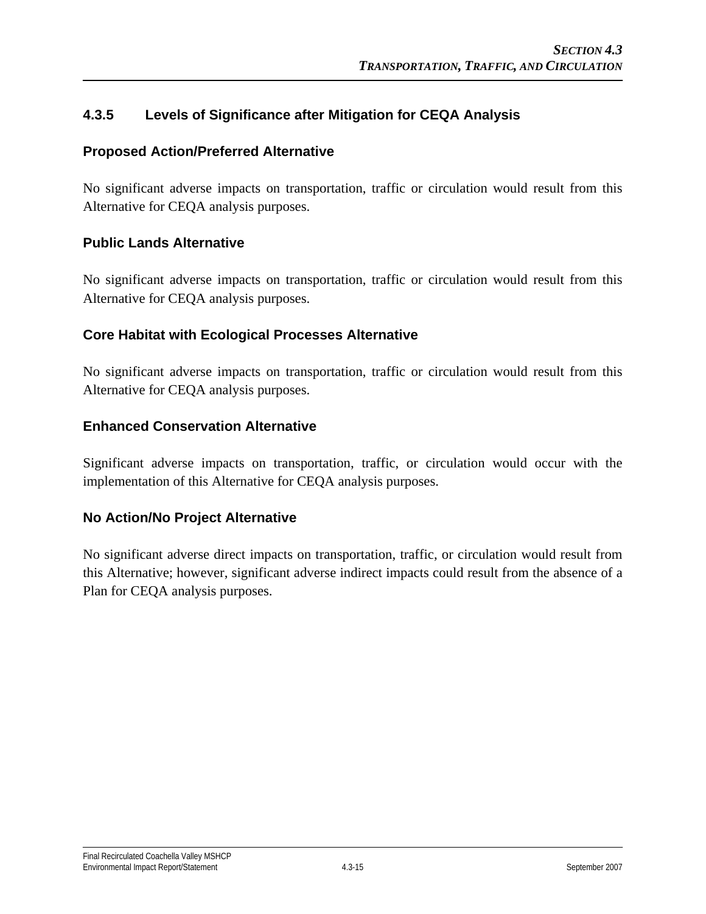### 4.3.5 Levels of Significance after Mitigation for CEQA Analysis

#### Proposed Action/Preferred Alternative

No significant adverse impacts on transportation, traffic or circulation would result from this Alternative for CEQA analysis purposes.

#### Public Lands Alternative

No significant adverse impacts on transportation, traffic or circulation would result from this Alternative for CEQA analysis purposes.

#### Core Habitat with Ecological Processes Alternative

No significant adverse impacts on transportation, traffic or circulation would result from this Alternative for CEQA analysis purposes.

#### Enhanced Conservation Alternative

Significant adverse impacts on transportation, traffic, or circulation would occur with the implementation of this Alternative for CEQA analysis purposes.

#### No Action/No Project Alternative

No significant adverse direct impacts on transportation, traffic, or circulation would result from this Alternative; however, significant adverse indirect impacts could result from the absence of a Plan for CEQA analysis purposes.